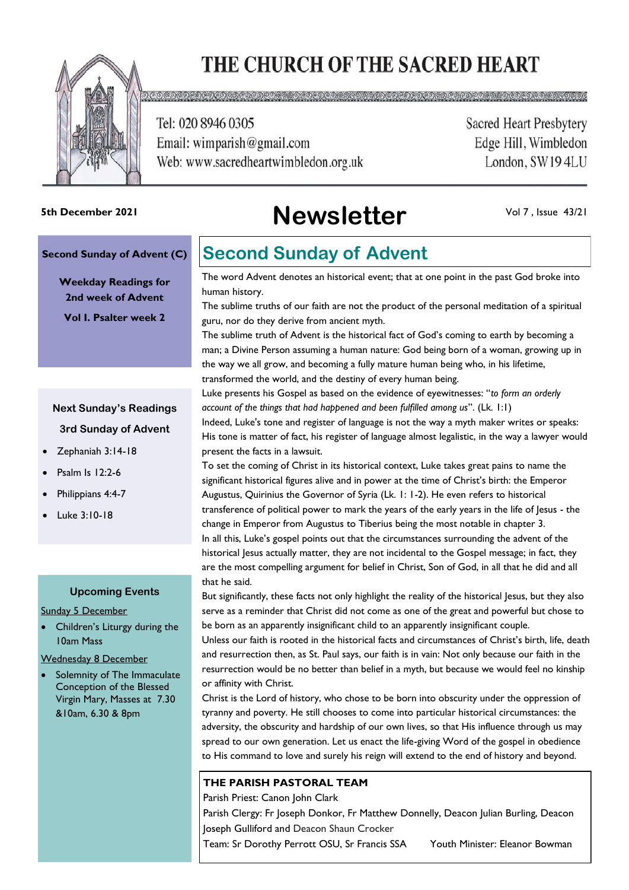# THE CHURCH OF THE SACRED HEART

Tel: 020 8946 0305
Email: wimparish@gmail.com
Web: www.sacredheartwimbledon.org.uk

Sacred Heart Presbytery
Edge Hill, Wimbledon
London, SW19 4LU

**5th December 2021**

# Newsletter

Vol 7 , Issue 43/21

**Second Sunday of Advent (C)**

**Weekday Readings for 2nd week of Advent**

**Vol I. Psalter week 2**

**Next Sunday's Readings**

**3rd Sunday of Advent**

- Zephaniah 3:14-18
- Psalm Is 12:2-6
- Philippians 4:4-7
- Luke 3:10-18

**Upcoming Events**

Sunday 5 December

- Children's Liturgy during the 10am Mass

Wednesday 8 December

- Solemnity of The Immaculate Conception of the Blessed Virgin Mary, Masses at 7.30 &10am, 6.30 & 8pm

## Second Sunday of Advent

The word Advent denotes an historical event; that at one point in the past God broke into human history.

The sublime truths of our faith are not the product of the personal meditation of a spiritual guru, nor do they derive from ancient myth.

The sublime truth of Advent is the historical fact of God's coming to earth by becoming a man; a Divine Person assuming a human nature: God being born of a woman, growing up in the way we all grow, and becoming a fully mature human being who, in his lifetime, transformed the world, and the destiny of every human being.

Luke presents his Gospel as based on the evidence of eyewitnesses: "*to form an orderly account of the things that had happened and been fulfilled among us*". (Lk. 1:1)

Indeed, Luke's tone and register of language is not the way a myth maker writes or speaks: His tone is matter of fact, his register of language almost legalistic, in the way a lawyer would present the facts in a lawsuit.

To set the coming of Christ in its historical context, Luke takes great pains to name the significant historical figures alive and in power at the time of Christ's birth: the Emperor Augustus, Quirinius the Governor of Syria (Lk. 1: 1-2). He even refers to historical transference of political power to mark the years of the early years in the life of Jesus - the change in Emperor from Augustus to Tiberius being the most notable in chapter 3.

In all this, Luke's gospel points out that the circumstances surrounding the advent of the historical Jesus actually matter, they are not incidental to the Gospel message; in fact, they are the most compelling argument for belief in Christ, Son of God, in all that he did and all that he said.

But significantly, these facts not only highlight the reality of the historical Jesus, but they also serve as a reminder that Christ did not come as one of the great and powerful but chose to be born as an apparently insignificant child to an apparently insignificant couple.

Unless our faith is rooted in the historical facts and circumstances of Christ's birth, life, death and resurrection then, as St. Paul says, our faith is in vain: Not only because our faith in the resurrection would be no better than belief in a myth, but because we would feel no kinship or affinity with Christ.

Christ is the Lord of history, who chose to be born into obscurity under the oppression of tyranny and poverty. He still chooses to come into particular historical circumstances: the adversity, the obscurity and hardship of our own lives, so that His influence through us may spread to our own generation. Let us enact the life-giving Word of the gospel in obedience to His command to love and surely his reign will extend to the end of history and beyond.

**THE PARISH PASTORAL TEAM**

Parish Priest: Canon John Clark

Parish Clergy: Fr Joseph Donkor, Fr Matthew Donnelly, Deacon Julian Burling, Deacon Joseph Gulliford and Deacon Shaun Crocker

Team: Sr Dorothy Perrott OSU, Sr Francis SSA    Youth Minister: Eleanor Bowman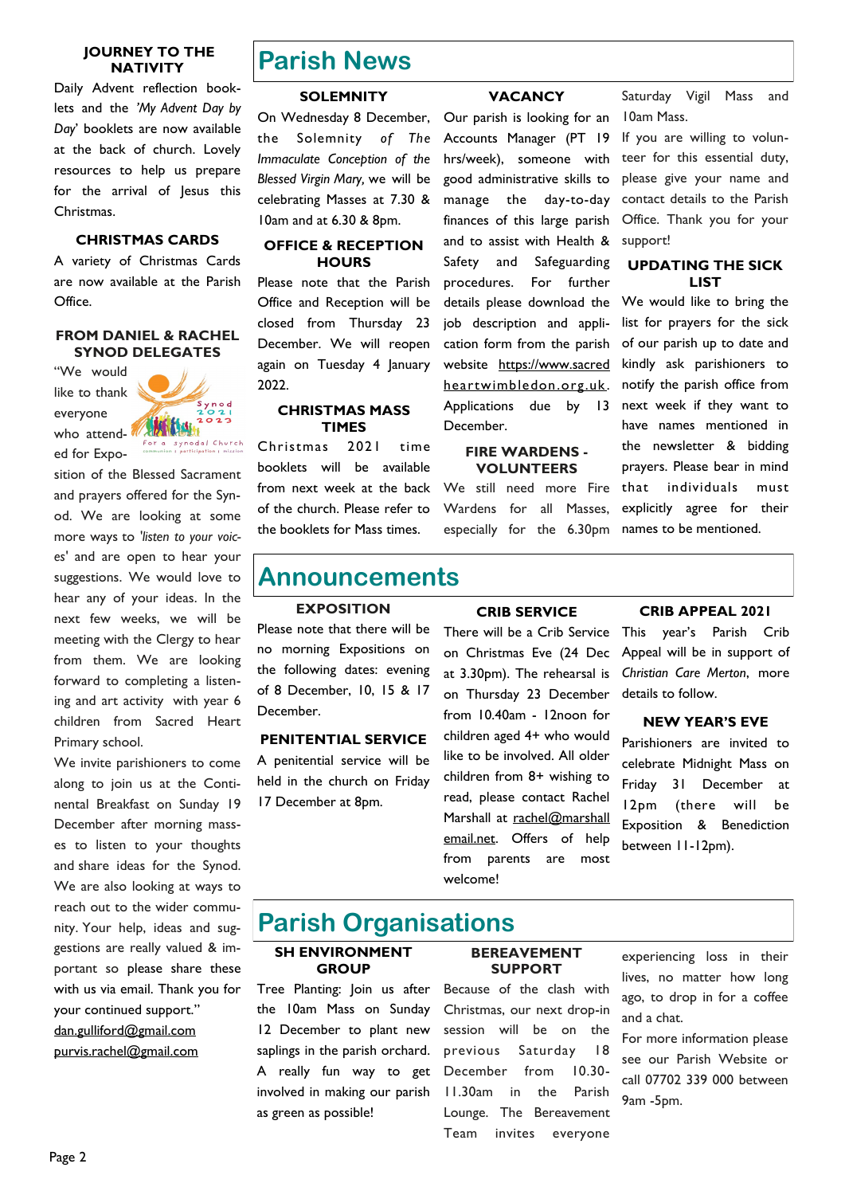### JOURNEY TO THE NATIVITY

Daily Advent reflection booklets and the *'My Advent Day by Day'* booklets are now available at the back of church. Lovely resources to help us prepare for the arrival of Jesus this Christmas.

### CHRISTMAS CARDS

A variety of Christmas Cards are now available at the Parish Office.

### FROM DANIEL & RACHEL SYNOD DELEGATES

"We would like to thank everyone who attended for Exposition of the Blessed Sacrament and prayers offered for the Synod. We are looking at some more ways to *'listen to your voices'* and are open to hear your suggestions. We would love to hear any of your ideas. In the next few weeks, we will be meeting with the Clergy to hear from them. We are looking forward to completing a listening and art activity with year 6 children from Sacred Heart Primary school.

We invite parishioners to come along to join us at the Continental Breakfast on Sunday 19 December after morning masses to listen to your thoughts and share ideas for the Synod. We are also looking at ways to reach out to the wider community. Your help, ideas and suggestions are really valued & important so please share these with us via email. Thank you for your continued support."

dan.gulliford@gmail.com
purvis.rachel@gmail.com

# Parish News

### SOLEMNITY

On Wednesday 8 December, the Solemnity of *The Immaculate Conception of the Blessed Virgin Mary,* we will be celebrating Masses at 7.30 & 10am and at 6.30 & 8pm.

### OFFICE & RECEPTION HOURS

Please note that the Parish Office and Reception will be closed from Thursday 23 December. We will reopen again on Tuesday 4 January 2022.

### CHRISTMAS MASS TIMES

Christmas 2021 time booklets will be available from next week at the back of the church. Please refer to the booklets for Mass times.

### VACANCY

Our parish is looking for an Accounts Manager (PT 19 hrs/week), someone with good administrative skills to manage the day-to-day finances of this large parish and to assist with Health & Safety and Safeguarding procedures. For further details please download the job description and application form from the parish website https://www.sacredheartwimbledon.org.uk. Applications due by 13 December.

### FIRE WARDENS - VOLUNTEERS

We still need more Fire Wardens for all Masses, especially for the 6.30pm Saturday Vigil Mass and 10am Mass.

If you are willing to volunteer for this essential duty, please give your name and contact details to the Parish Office. Thank you for your support!

### UPDATING THE SICK LIST

We would like to bring the list for prayers for the sick of our parish up to date and kindly ask parishioners to notify the parish office from next week if they want to have names mentioned in the newsletter & bidding prayers. Please bear in mind that individuals must explicitly agree for their names to be mentioned.

# Announcements

### EXPOSITION

Please note that there will be no morning Expositions on the following dates: evening of 8 December, 10, 15 & 17 December.

### PENITENTIAL SERVICE

A penitential service will be held in the church on Friday 17 December at 8pm.

### CRIB SERVICE

There will be a Crib Service on Christmas Eve (24 Dec at 3.30pm). The rehearsal is on Thursday 23 December from 10.40am - 12noon for children aged 4+ who would like to be involved. All older children from 8+ wishing to read, please contact Rachel Marshall at rachel@marshallemail.net. Offers of help from parents are most welcome!

### CRIB APPEAL 2021

This year's Parish Crib Appeal will be in support of *Christian Care Merton*, more details to follow.

### NEW YEAR'S EVE

Parishioners are invited to celebrate Midnight Mass on Friday 31 December at 12pm (there will be Exposition & Benediction between 11-12pm).

# Parish Organisations

### SH ENVIRONMENT GROUP

Tree Planting: Join us after the 10am Mass on Sunday 12 December to plant new saplings in the parish orchard. A really fun way to get involved in making our parish as green as possible!

### BEREAVEMENT SUPPORT

Because of the clash with Christmas, our next drop-in session will be on the previous Saturday 18 December from 10.30-11.30am in the Parish Lounge. The Bereavement Team invites everyone experiencing loss in their lives, no matter how long ago, to drop in for a coffee and a chat.

For more information please see our Parish Website or call 07702 339 000 between 9am -5pm.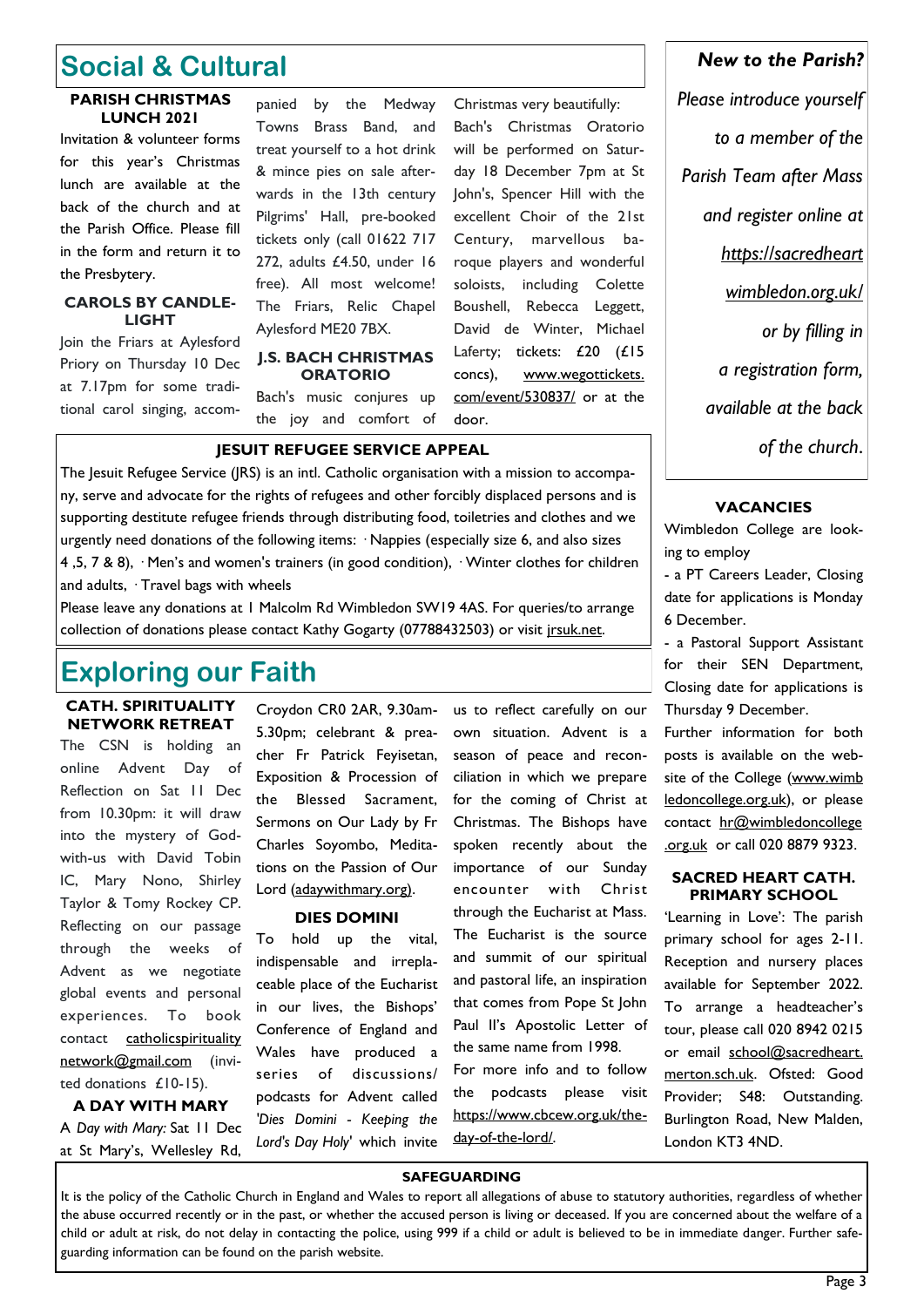# Social & Cultural

### PARISH CHRISTMAS LUNCH 2021

Invitation & volunteer forms for this year's Christmas lunch are available at the back of the church and at the Parish Office. Please fill in the form and return it to the Presbytery.

### CAROLS BY CANDLELIGHT

Join the Friars at Aylesford Priory on Thursday 10 Dec at 7.17pm for some traditional carol singing, accompanied by the Medway Towns Brass Band, and treat yourself to a hot drink & mince pies on sale afterwards in the 13th century Pilgrims' Hall, pre-booked tickets only (call 01622 717 272, adults £4.50, under 16 free). All most welcome! The Friars, Relic Chapel Aylesford ME20 7BX.

### J.S. BACH CHRISTMAS ORATORIO

Bach's music conjures up the joy and comfort of Christmas very beautifully: Bach's Christmas Oratorio will be performed on Saturday 18 December 7pm at St John's, Spencer Hill with the excellent Choir of the 21st Century, marvellous baroque players and wonderful soloists, including Colette Boushell, Rebecca Leggett, David de Winter, Michael Laferty; tickets: £20 (£15 concs), www.wegottickets.com/event/530837/ or at the door.

### JESUIT REFUGEE SERVICE APPEAL

The Jesuit Refugee Service (JRS) is an intl. Catholic organisation with a mission to accompany, serve and advocate for the rights of refugees and other forcibly displaced persons and is supporting destitute refugee friends through distributing food, toiletries and clothes and we urgently need donations of the following items: · Nappies (especially size 6, and also sizes 4 ,5, 7 & 8), · Men's and women's trainers (in good condition), · Winter clothes for children and adults, · Travel bags with wheels

Please leave any donations at 1 Malcolm Rd Wimbledon SW19 4AS. For queries/to arrange collection of donations please contact Kathy Gogarty (07788432503) or visit jrsuk.net.

# Exploring our Faith

### CATH. SPIRITUALITY NETWORK RETREAT

The CSN is holding an online Advent Day of Reflection on Sat 11 Dec from 10.30pm: it will draw into the mystery of God-with-us with David Tobin IC, Mary Nono, Shirley Taylor & Tomy Rockey CP. Reflecting on our passage through the weeks of Advent as we negotiate global events and personal experiences. To book contact catholicspiritualitynetwork@gmail.com (invited donations £10-15).

### A DAY WITH MARY

*A Day with Mary:* Sat 11 Dec at St Mary's, Wellesley Rd, Croydon CR0 2AR, 9.30am-5.30pm; celebrant & preacher Fr Patrick Feyisetan, Exposition & Procession of the Blessed Sacrament, Sermons on Our Lady by Fr Charles Soyombo, Meditations on the Passion of Our Lord (adaywithmary.org).

### DIES DOMINI

To hold up the vital, indispensable and irreplaceable place of the Eucharist in our lives, the Bishops' Conference of England and Wales have produced a series of discussions/podcasts for Advent called *'Dies Domini - Keeping the Lord's Day Holy'* which invite us to reflect carefully on our own situation. Advent is a season of peace and reconciliation in which we prepare for the coming of Christ at Christmas. The Bishops have spoken recently about the importance of our Sunday encounter with Christ through the Eucharist at Mass. The Eucharist is the source and summit of our spiritual and pastoral life, an inspiration that comes from Pope St John Paul II's Apostolic Letter of the same name from 1998.

For more info and to follow the podcasts please visit https://www.cbcew.org.uk/the-day-of-the-lord/.

### *New to the Parish?*

*Please introduce yourself to a member of the Parish Team after Mass and register online at https://sacredheartwimbledon.org.uk/ or by filling in a registration form, available at the back of the church.*

### VACANCIES

Wimbledon College are looking to employ

- a PT Careers Leader, Closing date for applications is Monday 6 December.
- a Pastoral Support Assistant for their SEN Department, Closing date for applications is Thursday 9 December.

Further information for both posts is available on the website of the College (www.wimbledoncollege.org.uk), or please contact hr@wimbledoncollege.org.uk or call 020 8879 9323.

### SACRED HEART CATH. PRIMARY SCHOOL

'Learning in Love': The parish primary school for ages 2-11. Reception and nursery places available for September 2022. To arrange a headteacher's tour, please call 020 8942 0215 or email school@sacredheart.merton.sch.uk. Ofsted: Good Provider; S48: Outstanding. Burlington Road, New Malden, London KT3 4ND.

### SAFEGUARDING

It is the policy of the Catholic Church in England and Wales to report all allegations of abuse to statutory authorities, regardless of whether the abuse occurred recently or in the past, or whether the accused person is living or deceased. If you are concerned about the welfare of a child or adult at risk, do not delay in contacting the police, using 999 if a child or adult is believed to be in immediate danger. Further safeguarding information can be found on the parish website.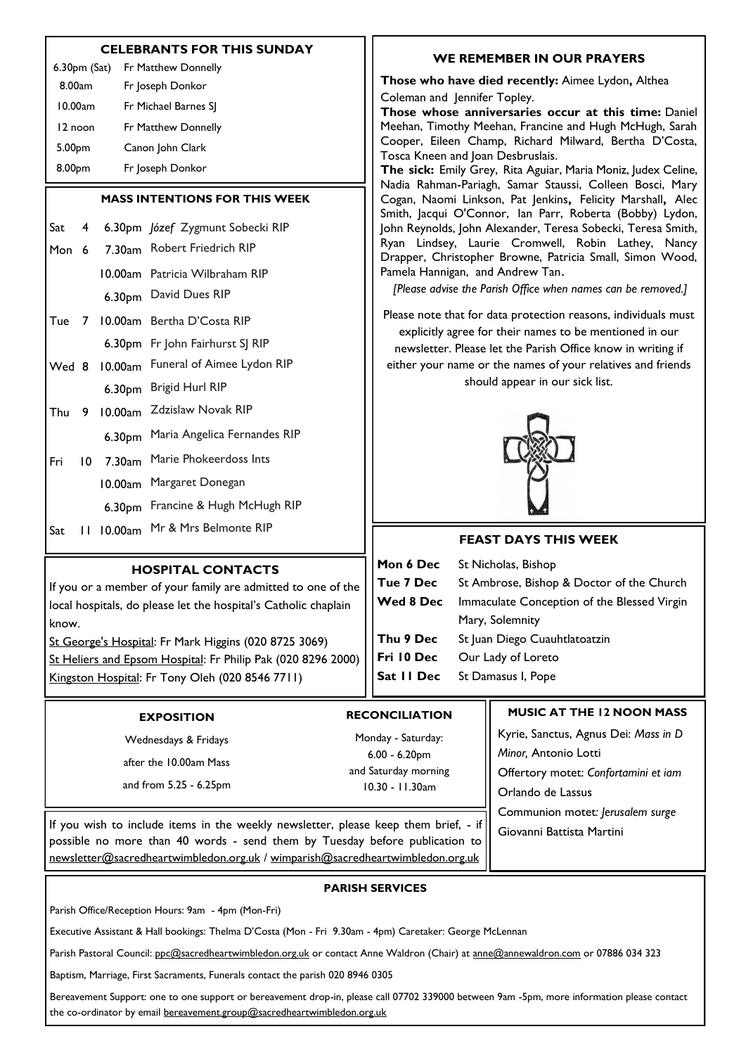## CELEBRANTS FOR THIS SUNDAY

| | |
|---|---|
| 6.30pm (Sat) | Fr Matthew Donnelly |
| 8.00am | Fr Joseph Donkor |
| 10.00am | Fr Michael Barnes SJ |
| 12 noon | Fr Matthew Donnelly |
| 5.00pm | Canon John Clark |
| 8.00pm | Fr Joseph Donkor |

## MASS INTENTIONS FOR THIS WEEK

| | | | |
|---|---|---|---|
| Sat | 4 | 6.30pm | *Józef* Zygmunt Sobecki RIP |
| Mon | 6 | 7.30am | Robert Friedrich RIP |
| | | 10.00am | Patricia Wilbraham RIP |
| | | 6.30pm | David Dues RIP |
| Tue | 7 | 10.00am | Bertha D'Costa RIP |
| | | 6.30pm | Fr John Fairhurst SJ RIP |
| Wed | 8 | 10.00am | Funeral of Aimee Lydon RIP |
| | | 6.30pm | Brigid Hurl RIP |
| Thu | 9 | 10.00am | Zdzislaw Novak RIP |
| | | 6.30pm | Maria Angelica Fernandes RIP |
| Fri | 10 | 7.30am | Marie Phokeerdoss Ints |
| | | 10.00am | Margaret Donegan |
| | | 6.30pm | Francine & Hugh McHugh RIP |
| Sat | 11 | 10.00am | Mr & Mrs Belmonte RIP |

## HOSPITAL CONTACTS

If you or a member of your family are admitted to one of the local hospitals, do please let the hospital's Catholic chaplain know.

St George's Hospital: Fr Mark Higgins (020 8725 3069)
St Heliers and Epsom Hospital: Fr Philip Pak (020 8296 2000)
Kingston Hospital: Fr Tony Oleh (020 8546 7711)

## WE REMEMBER IN OUR PRAYERS

**Those who have died recently:** Aimee Lydon**,** Althea Coleman and Jennifer Topley.

**Those whose anniversaries occur at this time:** Daniel Meehan, Timothy Meehan, Francine and Hugh McHugh, Sarah Cooper, Eileen Champ, Richard Milward, Bertha D'Costa, Tosca Kneen and Joan Desbruslais.

**The sick:** Emily Grey, Rita Aguiar, Maria Moniz, Judex Celine, Nadia Rahman-Pariagh, Samar Staussi, Colleen Bosci, Mary Cogan, Naomi Linkson, Pat Jenkins**,** Felicity Marshall**,** Alec Smith, Jacqui O'Connor, Ian Parr, Roberta (Bobby) Lydon, John Reynolds, John Alexander, Teresa Sobecki, Teresa Smith, Ryan Lindsey, Laurie Cromwell, Robin Lathey, Nancy Drapper, Christopher Browne, Patricia Small, Simon Wood, Pamela Hannigan, and Andrew Tan**.**

*[Please advise the Parish Office when names can be removed.]*

Please note that for data protection reasons, individuals must explicitly agree for their names to be mentioned in our newsletter. Please let the Parish Office know in writing if either your name or the names of your relatives and friends should appear in our sick list.

## FEAST DAYS THIS WEEK

| | |
|---|---|
| **Mon 6 Dec** | St Nicholas, Bishop |
| **Tue 7 Dec** | St Ambrose, Bishop & Doctor of the Church |
| **Wed 8 Dec** | Immaculate Conception of the Blessed Virgin Mary, Solemnity |
| **Thu 9 Dec** | St Juan Diego Cuauhtlatoatzin |
| **Fri 10 Dec** | Our Lady of Loreto |
| **Sat 11 Dec** | St Damasus I, Pope |

## EXPOSITION

Wednesdays & Fridays
after the 10.00am Mass
and from 5.25 - 6.25pm

## RECONCILIATION

Monday - Saturday:
6.00 - 6.20pm
and Saturday morning
10.30 - 11.30am

## MUSIC AT THE 12 NOON MASS

Kyrie, Sanctus, Agnus Dei: *Mass in D Minor,* Antonio Lotti
Offertory motet: *Confortamini et iam* Orlando de Lassus
Communion motet: *Jerusalem surge* Giovanni Battista Martini

If you wish to include items in the weekly newsletter, please keep them brief, - if possible no more than 40 words - send them by Tuesday before publication to newsletter@sacredheartwimbledon.org.uk / wimparish@sacredheartwimbledon.org.uk

## PARISH SERVICES

Parish Office/Reception Hours: 9am - 4pm (Mon-Fri)

Executive Assistant & Hall bookings: Thelma D'Costa (Mon - Fri 9.30am - 4pm) Caretaker: George McLennan

Parish Pastoral Council: ppc@sacredheartwimbledon.org.uk or contact Anne Waldron (Chair) at anne@annewaldron.com or 07886 034 323

Baptism, Marriage, First Sacraments, Funerals contact the parish 020 8946 0305

Bereavement Support: one to one support or bereavement drop-in, please call 07702 339000 between 9am -5pm, more information please contact the co-ordinator by email bereavement.group@sacredheartwimbledon.org.uk